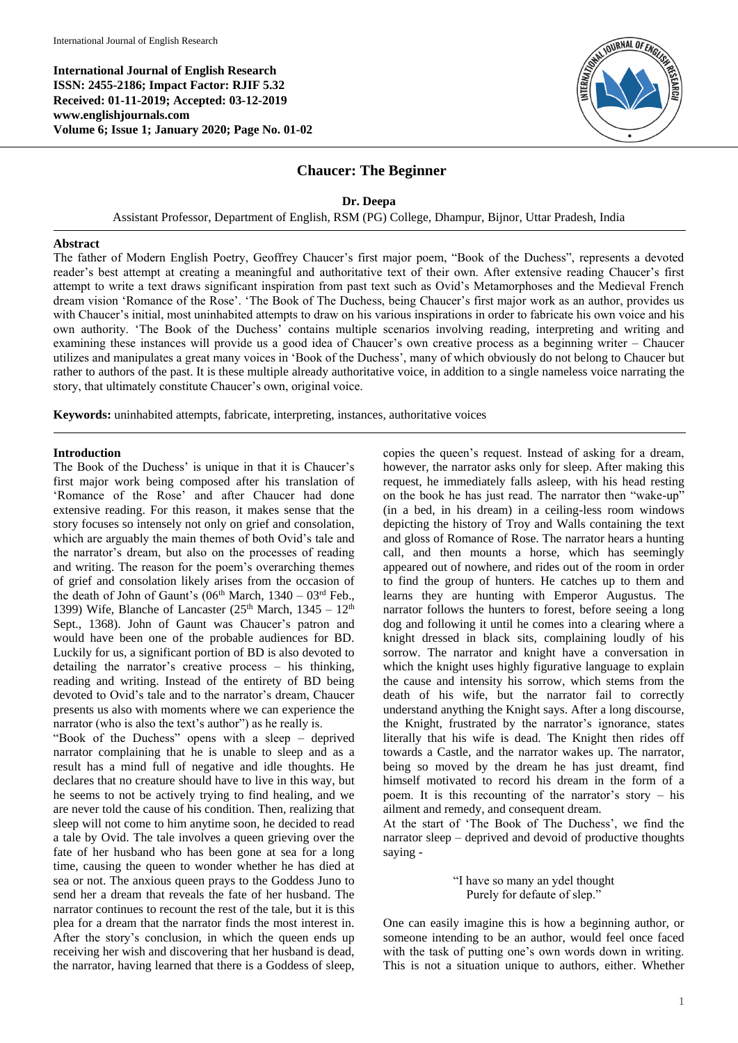International Journal of English Research
ISSN: 2455-2186; Impact Factor: RJIF 5.32
Received: 01-11-2019; Accepted: 03-12-2019
www.englishjournals.com
Volume 6; Issue 1; January 2020; Page No. 01-02

# Chaucer: The Beginner

**Dr. Deepa**

Assistant Professor, Department of English, RSM (PG) College, Dhampur, Bijnor, Uttar Pradesh, India

## Abstract

The father of Modern English Poetry, Geoffrey Chaucer's first major poem, "Book of the Duchess", represents a devoted reader's best attempt at creating a meaningful and authoritative text of their own. After extensive reading Chaucer's first attempt to write a text draws significant inspiration from past text such as Ovid's Metamorphoses and the Medieval French dream vision 'Romance of the Rose'. 'The Book of The Duchess, being Chaucer's first major work as an author, provides us with Chaucer's initial, most uninhabited attempts to draw on his various inspirations in order to fabricate his own voice and his own authority. 'The Book of the Duchess' contains multiple scenarios involving reading, interpreting and writing and examining these instances will provide us a good idea of Chaucer's own creative process as a beginning writer – Chaucer utilizes and manipulates a great many voices in 'Book of the Duchess', many of which obviously do not belong to Chaucer but rather to authors of the past. It is these multiple already authoritative voice, in addition to a single nameless voice narrating the story, that ultimately constitute Chaucer's own, original voice.

**Keywords:** uninhabited attempts, fabricate, interpreting, instances, authoritative voices

## Introduction

The Book of the Duchess' is unique in that it is Chaucer's first major work being composed after his translation of 'Romance of the Rose' and after Chaucer had done extensive reading. For this reason, it makes sense that the story focuses so intensely not only on grief and consolation, which are arguably the main themes of both Ovid's tale and the narrator's dream, but also on the processes of reading and writing. The reason for the poem's overarching themes of grief and consolation likely arises from the occasion of the death of John of Gaunt's (06th March, 1340 – 03rd Feb., 1399) Wife, Blanche of Lancaster (25th March, 1345 – 12th Sept., 1368). John of Gaunt was Chaucer's patron and would have been one of the probable audiences for BD. Luckily for us, a significant portion of BD is also devoted to detailing the narrator's creative process – his thinking, reading and writing. Instead of the entirety of BD being devoted to Ovid's tale and to the narrator's dream, Chaucer presents us also with moments where we can experience the narrator (who is also the text's author") as he really is.

"Book of the Duchess" opens with a sleep – deprived narrator complaining that he is unable to sleep and as a result has a mind full of negative and idle thoughts. He declares that no creature should have to live in this way, but he seems to not be actively trying to find healing, and we are never told the cause of his condition. Then, realizing that sleep will not come to him anytime soon, he decided to read a tale by Ovid. The tale involves a queen grieving over the fate of her husband who has been gone at sea for a long time, causing the queen to wonder whether he has died at sea or not. The anxious queen prays to the Goddess Juno to send her a dream that reveals the fate of her husband. The narrator continues to recount the rest of the tale, but it is this plea for a dream that the narrator finds the most interest in. After the story's conclusion, in which the queen ends up receiving her wish and discovering that her husband is dead, the narrator, having learned that there is a Goddess of sleep, copies the queen's request. Instead of asking for a dream, however, the narrator asks only for sleep. After making this request, he immediately falls asleep, with his head resting on the book he has just read. The narrator then "wake-up" (in a bed, in his dream) in a ceiling-less room windows depicting the history of Troy and Walls containing the text and gloss of Romance of Rose. The narrator hears a hunting call, and then mounts a horse, which has seemingly appeared out of nowhere, and rides out of the room in order to find the group of hunters. He catches up to them and learns they are hunting with Emperor Augustus. The narrator follows the hunters to forest, before seeing a long dog and following it until he comes into a clearing where a knight dressed in black sits, complaining loudly of his sorrow. The narrator and knight have a conversation in which the knight uses highly figurative language to explain the cause and intensity his sorrow, which stems from the death of his wife, but the narrator fail to correctly understand anything the Knight says. After a long discourse, the Knight, frustrated by the narrator's ignorance, states literally that his wife is dead. The Knight then rides off towards a Castle, and the narrator wakes up. The narrator, being so moved by the dream he has just dreamt, find himself motivated to record his dream in the form of a poem. It is this recounting of the narrator's story – his ailment and remedy, and consequent dream.

At the start of 'The Book of The Duchess', we find the narrator sleep – deprived and devoid of productive thoughts saying -

> "I have so many an ydel thought
> Purely for defaute of slep."

One can easily imagine this is how a beginning author, or someone intending to be an author, would feel once faced with the task of putting one's own words down in writing. This is not a situation unique to authors, either. Whether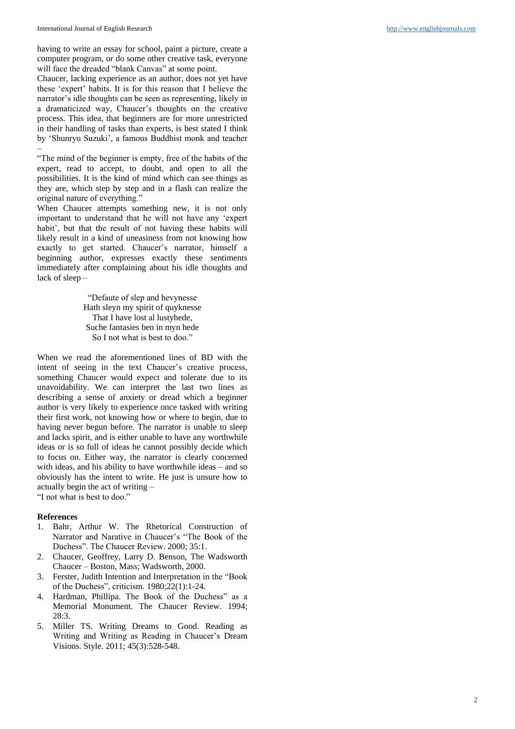having to write an essay for school, paint a picture, create a computer program, or do some other creative task, everyone will face the dreaded "blank Canvas" at some point.

Chaucer, lacking experience as an author, does not yet have these 'expert' habits. It is for this reason that I believe the narrator's idle thoughts can be seen as representing, likely in a dramaticized way, Chaucer's thoughts on the creative process. This idea, that beginners are for more unrestricted in their handling of tasks than experts, is best stated I think by 'Shunryu Suzuki', a famous Buddhist monk and teacher –

"The mind of the beginner is empty, free of the habits of the expert, read to accept, to doubt, and open to all the possibilities. It is the kind of mind which can see things as they are, which step by step and in a flash can realize the original nature of everything."

When Chaucer attempts something new, it is not only important to understand that he will not have any 'expert habit', but that the result of not having these habits will likely result in a kind of uneasiness from not knowing how exactly to get started. Chaucer's narrator, himself a beginning author, expresses exactly these sentiments immediately after complaining about his idle thoughts and lack of sleep –

> "Defaute of slep and hevynesse
> Hath sleyn my spirit of quyknesse
> That I have lost al lustyhede,
> Suche fantasies ben in myn hede
> So I not what is best to doo."

When we read the aforementioned lines of BD with the intent of seeing in the text Chaucer's creative process, something Chaucer would expect and tolerate due to its unavoidability. We can interpret the last two lines as describing a sense of anxiety or dread which a beginner author is very likely to experience once tasked with writing their first work, not knowing how or where to begin, due to having never begun before. The narrator is unable to sleep and lacks spirit, and is either unable to have any worthwhile ideas or is so full of ideas he cannot possibly decide which to focus on. Either way, the narrator is clearly concerned with ideas, and his ability to have worthwhile ideas – and so obviously has the intent to write. He just is unsure how to actually begin the act of writing –

"I not what is best to doo."

**References**

1. Bahr, Arthur W. The Rhetorical Construction of Narrator and Narative in Chaucer's "The Book of the Duchess". The Chaucer Review. 2000; 35:1.
2. Chaucer, Geoffrey, Larry D. Benson, The Wadsworth Chaucer – Boston, Mass; Wadsworth, 2000.
3. Ferster, Judith Intention and Interpretation in the "Book of the Duchess", criticism. 1980;22(1):1-24.
4. Hardman, Phillipa. The Book of the Duchess" as a Memorial Monument. The Chaucer Review. 1994; 28:3.
5. Miller TS. Writing Dreams to Good. Reading as Writing and Writing as Reading in Chaucer's Dream Visions. Style. 2011; 45(3):528-548.